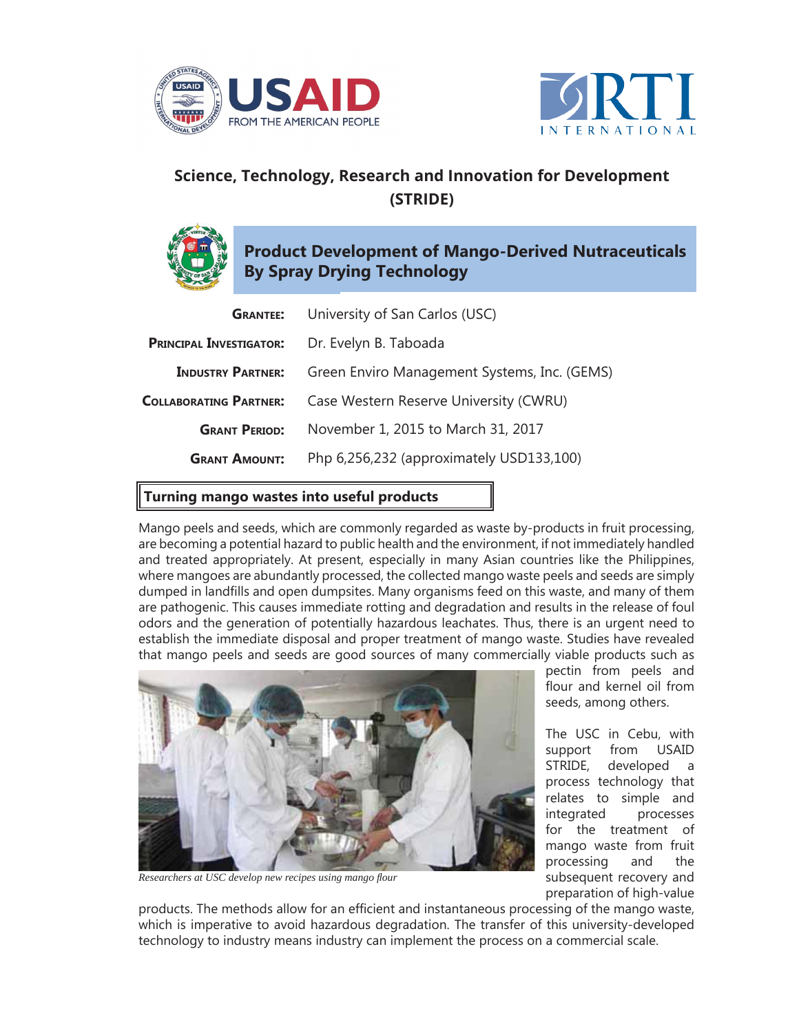# Science, Technology, Research and Innovation for Development (STRIDE)

## Product Development of Mango-Derived Nutraceuticals By Spray Drying Technology

| | |
|---|---|
| **Grantee:** | University of San Carlos (USC) |
| **Principal Investigator:** | Dr. Evelyn B. Taboada |
| **Industry Partner:** | Green Enviro Management Systems, Inc. (GEMS) |
| **Collaborating Partner:** | Case Western Reserve University (CWRU) |
| **Grant Period:** | November 1, 2015 to March 31, 2017 |
| **Grant Amount:** | Php 6,256,232 (approximately USD133,100) |

### Turning mango wastes into useful products

Mango peels and seeds, which are commonly regarded as waste by-products in fruit processing, are becoming a potential hazard to public health and the environment, if not immediately handled and treated appropriately. At present, especially in many Asian countries like the Philippines, where mangoes are abundantly processed, the collected mango waste peels and seeds are simply dumped in landfills and open dumpsites. Many organisms feed on this waste, and many of them are pathogenic. This causes immediate rotting and degradation and results in the release of foul odors and the generation of potentially hazardous leachates. Thus, there is an urgent need to establish the immediate disposal and proper treatment of mango waste. Studies have revealed that mango peels and seeds are good sources of many commercially viable products such as pectin from peels and flour and kernel oil from seeds, among others.

*Researchers at USC develop new recipes using mango flour*

The USC in Cebu, with support from USAID STRIDE, developed a process technology that relates to simple and integrated processes for the treatment of mango waste from fruit processing and the subsequent recovery and preparation of high-value products. The methods allow for an efficient and instantaneous processing of the mango waste, which is imperative to avoid hazardous degradation. The transfer of this university-developed technology to industry means industry can implement the process on a commercial scale.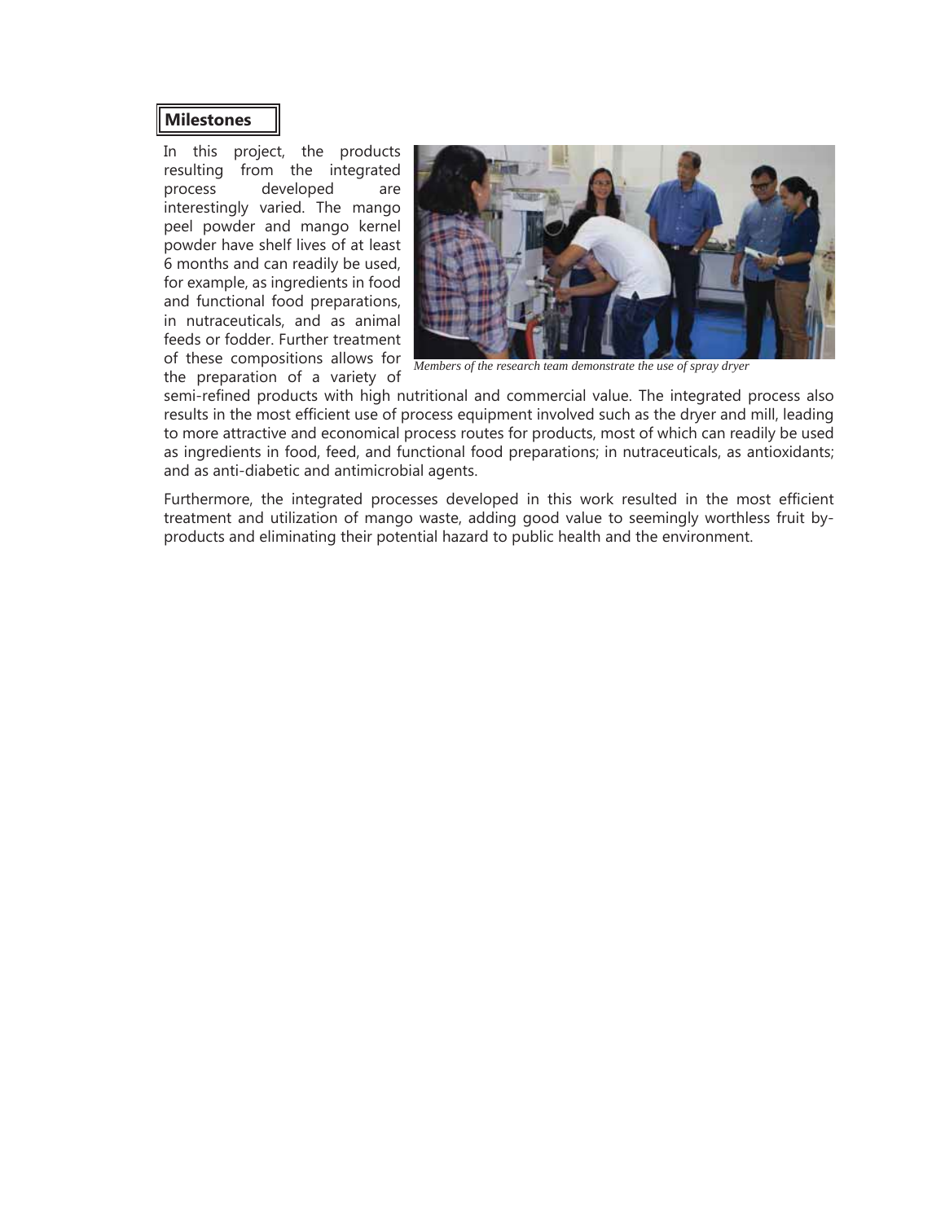## Milestones

In this project, the products resulting from the integrated process developed are interestingly varied. The mango peel powder and mango kernel powder have shelf lives of at least 6 months and can readily be used, for example, as ingredients in food and functional food preparations, in nutraceuticals, and as animal feeds or fodder. Further treatment of these compositions allows for the preparation of a variety of semi-refined products with high nutritional and commercial value. The integrated process also results in the most efficient use of process equipment involved such as the dryer and mill, leading to more attractive and economical process routes for products, most of which can readily be used as ingredients in food, feed, and functional food preparations; in nutraceuticals, as antioxidants; and as anti-diabetic and antimicrobial agents.

*Members of the research team demonstrate the use of spray dryer*

Furthermore, the integrated processes developed in this work resulted in the most efficient treatment and utilization of mango waste, adding good value to seemingly worthless fruit by-products and eliminating their potential hazard to public health and the environment.